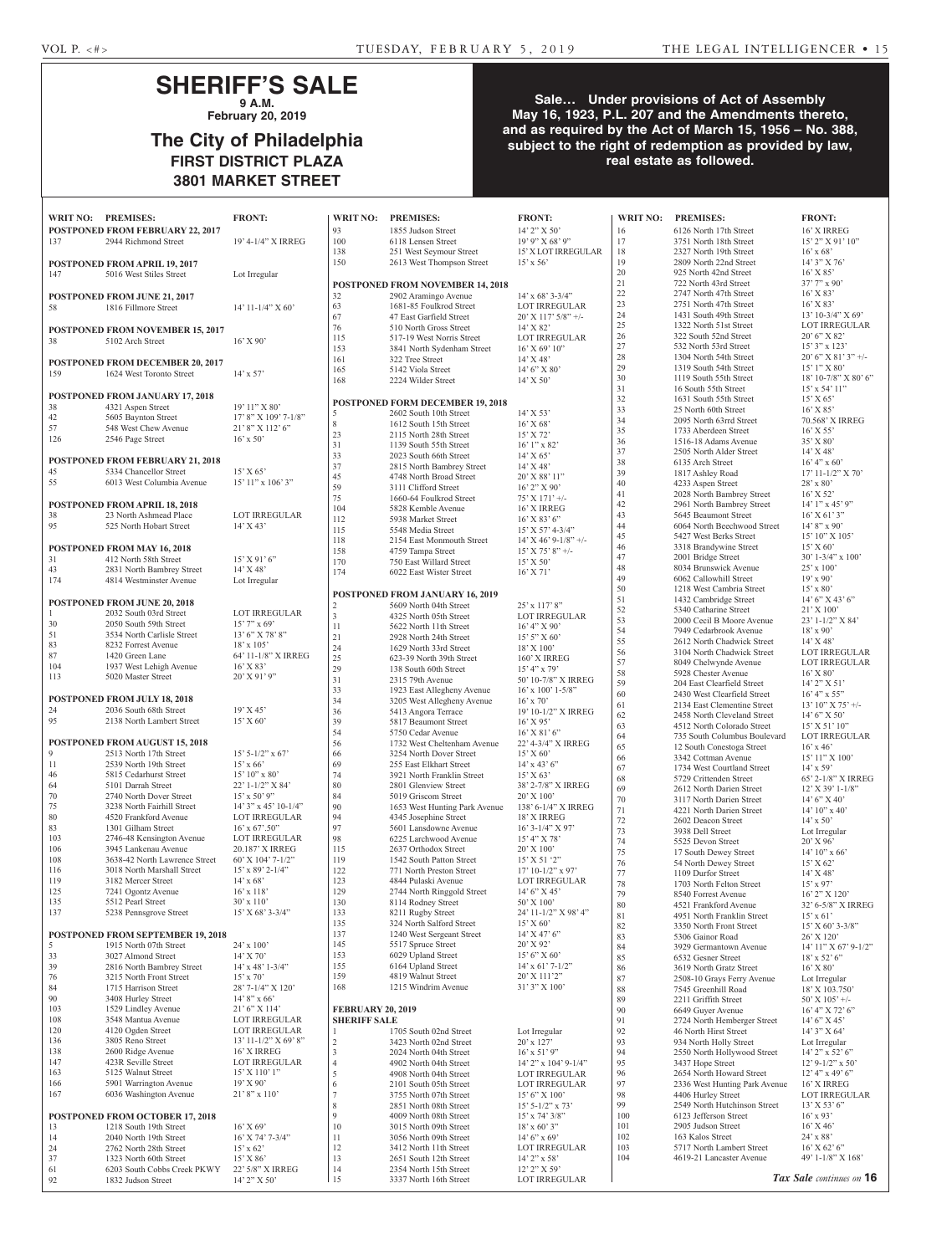# SHERIFF'S SALE

**9 A.M.**

**February 20, 2019**

## The City of Philadelphia

### FIRST DISTRICT PLAZA

### 3801 MARKET STREET

**Sale… Under provisions of Act of Assembly May 16, 1923, P.L. 207 and the Amendments thereto, and as required by the Act of March 15, 1956 – No. 388, subject to the right of redemption as provided by law, real estate as followed.**

| WRIT NO: | PREMISES: | FRONT: |
|---|---|---|
| **POSTPONED FROM FEBRUARY 22, 2017** | | |
| 137 | 2944 Richmond Street | 19' 4-1/4" X IRREG |
| **POSTPONED FROM APRIL 19, 2017** | | |
| 147 | 5016 West Stiles Street | Lot Irregular |
| **POSTPONED FROM JUNE 21, 2017** | | |
| 58 | 1816 Fillmore Street | 14' 11-1/4" X 60' |
| **POSTPONED FROM NOVEMBER 15, 2017** | | |
| 38 | 5102 Arch Street | 16' X 90' |
| **POSTPONED FROM DECEMBER 20, 2017** | | |
| 159 | 1624 West Toronto Street | 14' x 57' |
| **POSTPONED FROM JANUARY 17, 2018** | | |
| 38 | 4321 Aspen Street | 19' 11" X 80' |
| 42 | 5605 Baynton Street | 17' 8" X 109' 7-1/8" |
| 57 | 548 West Chew Avenue | 21' 8" X 112' 6" |
| 126 | 2546 Page Street | 16' x 50' |
| **POSTPONED FROM FEBRUARY 21, 2018** | | |
| 45 | 5334 Chancellor Street | 15' X 65' |
| 55 | 6013 West Columbia Avenue | 15' 11" x 106' 3" |
| **POSTPONED FROM APRIL 18, 2018** | | |
| 38 | 23 North Ashmead Place | LOT IRREGULAR |
| 95 | 525 North Hobart Street | 14' X 43' |
| **POSTPONED FROM MAY 16, 2018** | | |
| 31 | 412 North 58th Street | 15' X 91' 6" |
| 43 | 2831 North Bambrey Street | 14' X 48' |
| 174 | 4814 Westminster Avenue | Lot Irregular |
| **POSTPONED FROM JUNE 20, 2018** | | |
| 1 | 2032 South 03rd Street | LOT IRREGULAR |
| 30 | 2050 South 59th Street | 15' 7" x 69' |
| 51 | 3534 North Carlisle Street | 13' 6" X 78' 8" |
| 83 | 8232 Forrest Avenue | 18' x 105' |
| 87 | 1420 Green Lane | 64' 11-1/8" X IRREG |
| 104 | 1937 West Lehigh Avenue | 16' X 83' |
| 113 | 5020 Master Street | 20' X 91' 9" |
| **POSTPONED FROM JULY 18, 2018** | | |
| 24 | 2036 South 68th Street | 19' X 45' |
| 95 | 2138 North Lambert Street | 15' X 60' |
| **POSTPONED FROM AUGUST 15, 2018** | | |
| 9 | 2513 North 17th Street | 15' 5-1/2" x 67' |
| 11 | 2539 North 19th Street | 15' x 66' |
| 46 | 5815 Cedarhurst Street | 15' 10" x 80' |
| 64 | 5101 Darrah Street | 22' 1-1/2" X 84' |
| 70 | 2740 North Dover Street | 15' x 50' 9" |
| 75 | 3238 North Fairhill Street | 14' 3" x 45' 10-1/4" |
| 80 | 4520 Frankford Avenue | LOT IRREGULAR |
| 83 | 1301 Gilham Street | 16' x 67'.50" |
| 103 | 2746-48 Kensington Avenue | LOT IRREGULAR |
| 106 | 3945 Lankenau Avenue | 20.187' X IRREG |
| 108 | 3638-42 North Lawrence Street | 60' X 104' 7-1/2" |
| 116 | 3018 North Marshall Street | 15' x 89' 2-1/4" |
| 119 | 3182 Mercer Street | 14' x 68' |
| 125 | 7241 Ogontz Avenue | 16' x 118' |
| 135 | 5512 Pearl Street | 30' x 110' |
| 137 | 5238 Pennsgrove Street | 15' X 68' 3-3/4" |
| **POSTPONED FROM SEPTEMBER 19, 2018** | | |
| 5 | 1915 North 07th Street | 24' x 100' |
| 33 | 3027 Almond Street | 14' X 70' |
| 39 | 2816 North Bambrey Street | 14' x 48' 1-3/4" |
| 76 | 3215 North Front Street | 15' x 70' |
| 84 | 1715 Harrison Street | 28' 7-1/4" X 120' |
| 90 | 3408 Hurley Street | 14' 8" x 66' |
| 103 | 1529 Lindley Avenue | 21' 6" X 114' |
| 108 | 3548 Mantua Avenue | LOT IRREGULAR |
| 120 | 4120 Ogden Street | LOT IRREGULAR |
| 136 | 3805 Reno Street | 13' 11-1/2" X 69' 8" |
| 138 | 2600 Ridge Avenue | 16' X IRREG |
| 147 | 423R Seville Street | LOT IRREGULAR |
| 163 | 5125 Walnut Street | 15' X 110' 1" |
| 166 | 5901 Warrington Avenue | 19' X 90' |
| 167 | 6036 Washington Avenue | 21' 8" x 110' |
| **POSTPONED FROM OCTOBER 17, 2018** | | |
| 13 | 1218 South 19th Street | 16' X 69' |
| 14 | 2040 North 19th Street | 16' X 74' 7-3/4" |
| 24 | 2762 North 28th Street | 15' x 62' |
| 37 | 1323 North 60th Street | 15' X 86' |
| 61 | 6203 South Cobbs Creek PKWY | 22' 5/8" X IRREG |
| 92 | 1832 Judson Street | 14' 2" X 50' |
| 93 | 1855 Judson Street | 14' 2" X 50' |
| 100 | 6118 Lensen Street | 19' 9" X 68' 9" |
| 138 | 251 West Seymour Street | 15' X LOT IRREGULAR |
| 150 | 2613 West Thompson Street | 15' x 56' |
| **POSTPONED FROM NOVEMBER 14, 2018** | | |
| 32 | 2902 Aramingo Avenue | 14' x 68' 3-3/4" |
| 63 | 1681-85 Foulkrod Street | LOT IRREGULAR |
| 67 | 47 East Garfield Street | 20' X 117' 5/8" +/- |
| 76 | 510 North Gross Street | 14' X 82' |
| 115 | 517-19 West Norris Street | LOT IRREGULAR |
| 153 | 3841 North Sydenham Street | 16' X 69' 10" |
| 161 | 322 Tree Street | 14' X 48' |
| 165 | 5142 Viola Street | 14' 6" X 80' |
| 168 | 2224 Wilder Street | 14' X 50' |
| **POSTPONED FORM DECEMBER 19, 2018** | | |
| 5 | 2602 South 10th Street | 14' X 53' |
| 8 | 1612 South 15th Street | 16' X 68' |
| 23 | 2115 North 28th Street | 15' X 72' |
| 31 | 1139 South 55th Street | 16' 1" x 82' |
| 33 | 2023 South 66th Street | 14' X 65' |
| 37 | 2815 North Bambrey Street | 14' X 48' |
| 45 | 4748 North Broad Street | 20' X 88' 11" |
| 59 | 3111 Clifford Street | 16' 2" X 90' |
| 75 | 1660-64 Foulkrod Street | 75' X 171' +/- |
| 104 | 5828 Kemble Avenue | 16' X IRREG |
| 112 | 5938 Market Street | 16' X 83' 6" |
| 115 | 5548 Media Street | 15' X 57' 4-3/4" |
| 118 | 2154 East Monmouth Street | 14' X 46' 9-1/8" +/- |
| 158 | 4759 Tampa Street | 15' X 75' 8" +/- |
| 170 | 750 East Willard Street | 15' X 50' |
| 174 | 6022 East Wister Street | 16' X 71' |
| **POSTPONED FROM JANUARY 16, 2019** | | |
| 2 | 5609 North 04th Street | 25' x 117' 8" |
| 3 | 4325 North 05th Street | LOT IRREGULAR |
| 11 | 5622 North 11th Street | 16' 4" X 90' |
| 21 | 2928 North 24th Street | 15' 5" X 60' |
| 24 | 1629 North 33rd Street | 18' X 100' |
| 25 | 623-39 North 39th Street | 160' X IRREG |
| 29 | 138 South 60th Street | 15' 4" x 79' |
| 31 | 2315 79th Avenue | 50' 10-7/8" X IRREG |
| 33 | 1923 East Allegheny Avenue | 16' x 100' 1-5/8" |
| 34 | 3205 West Allegheny Avenue | 16' x 70' |
| 36 | 5413 Angora Terrace | 19' 10-1/2" X IRREG |
| 39 | 5817 Beaumont Street | 16' X 95' |
| 54 | 5750 Cedar Avenue | 16' X 81' 6" |
| 56 | 1732 West Cheltenham Avenue | 22' 4-3/4" X IRREG |
| 66 | 3254 North Dover Street | 15' X 60' |
| 69 | 255 East Elkhart Street | 14' x 43' 6" |
| 74 | 3921 North Franklin Street | 15' X 63' |
| 80 | 2801 Glenview Street | 38' 2-7/8" X IRREG |
| 84 | 5019 Griscom Street | 20' X 100' |
| 90 | 1653 West Hunting Park Avenue | 138' 6-1/4" X IRREG |
| 94 | 4345 Josephine Street | 18' X IRREG |
| 97 | 5601 Lansdowne Avenue | 16' 3-1/4" X 97' |
| 98 | 6225 Larchwood Avenue | 15' 4" X 78' |
| 115 | 2637 Orthodox Street | 20' X 100' |
| 119 | 1542 South Patton Street | 15' X 51 '2" |
| 122 | 771 North Preston Street | 17' 10-1/2" x 97' |
| 123 | 4844 Pulaski Avenue | LOT IRREGULAR |
| 129 | 2744 North Ringgold Street | 14' 6" X 45' |
| 130 | 8114 Rodney Street | 50' X 100' |
| 133 | 8211 Rugby Street | 24' 11-1/2" X 98' 4" |
| 135 | 324 North Salford Street | 15' X 60' |
| 137 | 1240 West Sergeant Street | 14' X 47' 6" |
| 145 | 5517 Spruce Street | 20' X 92' |
| 153 | 6029 Upland Street | 15' 6" X 60' |
| 155 | 6164 Upland Street | 14' x 61' 7-1/2" |
| 159 | 4819 Walnut Street | 20' X 111'2" |
| 168 | 1215 Windrim Avenue | 31' 3" X 100' |
| **FEBRUARY 20, 2019** | | |
| **SHERIFF SALE** | | |
| 1 | 1705 South 02nd Street | Lot Irregular |
| 2 | 3423 North 02nd Street | 20' x 127' |
| 3 | 2024 North 04th Street | 16' x 51' 9" |
| 4 | 4902 North 04th Street | 14' 2" x 104' 9-1/4" |
| 5 | 4908 North 04th Street | LOT IRREGULAR |
| 6 | 2101 South 05th Street | LOT IRREGULAR |
| 7 | 3755 North 07th Street | 15' 6" X 100' |
| 8 | 2851 North 08th Street | 15' 5-1/2" x 73' |
| 9 | 4009 North 08th Street | 15' x 74' 3/8" |
| 10 | 3015 North 09th Street | 18' x 60' 3" |
| 11 | 3056 North 09th Street | 14' 6" x 69' |
| 12 | 3412 North 11th Street | LOT IRREGULAR |
| 13 | 2651 South 12th Street | 14' 2" x 58' |
| 14 | 2354 North 15th Street | 12' 2" X 59' |
| 15 | 3337 North 16th Street | LOT IRREGULAR |
| 16 | 6126 North 17th Street | 16' X IRREG |
| 17 | 3751 North 18th Street | 15' 2" X 91' 10" |
| 18 | 2327 North 19th Street | 16' x 68' |
| 19 | 2809 North 22nd Street | 14' 3" X 76' |
| 20 | 925 North 42nd Street | 16' X 85' |
| 21 | 722 North 43rd Street | 37' 7" x 90' |
| 22 | 2747 North 47th Street | 16' X 83' |
| 23 | 2751 North 47th Street | 16' X 83' |
| 24 | 1431 South 49th Street | 13' 10-3/4" X 69' |
| 25 | 1322 North 51st Street | LOT IRREGULAR |
| 26 | 322 South 52nd Street | 20' 6" X 82' |
| 27 | 532 North 53rd Street | 15' 3" x 123' |
| 28 | 1304 North 54th Street | 20' 6" X 81' 3" +/- |
| 29 | 1319 South 54th Street | 15' 1" X 80' |
| 30 | 1119 South 55th Street | 18' 10-7/8" X 80' 6" |
| 31 | 16 South 55th Street | 15' x 54' 11" |
| 32 | 1631 South 55th Street | 15' X 65' |
| 33 | 25 North 60th Street | 16' X 85' |
| 34 | 2095 North 63rrd Street | 70.568' X IRREG |
| 35 | 1733 Aberdeen Street | 16' X 55' |
| 36 | 1516-18 Adams Avenue | 35' X 80' |
| 37 | 2505 North Alder Street | 14' X 48' |
| 38 | 6135 Arch Street | 16' 4" x 60' |
| 39 | 1817 Ashley Road | 17' 11-1/2" X 70' |
| 40 | 4233 Aspen Street | 28' x 80' |
| 41 | 2028 North Bambrey Street | 16' X 52' |
| 42 | 2961 North Bambrey Street | 14' 1" x 45' 9" |
| 43 | 5645 Beaumont Street | 16' X 81' 3" |
| 44 | 6064 North Beechwood Street | 14' 8" x 90' |
| 45 | 5427 West Berks Street | 15' 10" X 105' |
| 46 | 3318 Brandywine Street | 15' X 60' |
| 47 | 2001 Bridge Street | 30' 1-3/4" x 100' |
| 48 | 8034 Brunswick Avenue | 25' x 100' |
| 49 | 6062 Callowhill Street | 19' x 90' |
| 50 | 1218 West Cambria Street | 15' x 80' |
| 51 | 1432 Cambridge Street | 14' 6" X 43' 6" |
| 52 | 5340 Catharine Street | 21' X 100' |
| 53 | 2000 Cecil B Moore Avenue | 23' 1-1/2" X 84' |
| 54 | 7949 Cedarbrook Avenue | 18' x 90' |
| 55 | 2612 North Chadwick Street | 14' X 48' |
| 56 | 3104 North Chadwick Street | LOT IRREGULAR |
| 57 | 8049 Chelwynde Avenue | LOT IRREGULAR |
| 58 | 5928 Chester Avenue | 16' X 80' |
| 59 | 204 East Clearfield Street | 14' 2" X 51' |
| 60 | 2430 West Clearfield Street | 16' 4" x 55" |
| 61 | 2134 East Clementine Street | 13' 10" X 75' +/- |
| 62 | 2458 North Cleveland Street | 14' 6" X 50' |
| 63 | 4512 North Colorado Street | 15' X 51' 10" |
| 64 | 735 South Columbus Boulevard | LOT IRREGULAR |
| 65 | 12 South Conestoga Street | 16' x 46' |
| 66 | 3342 Cottman Avenue | 15' 11" X 100' |
| 67 | 1734 West Courtland Street | 14' x 59' |
| 68 | 5729 Crittenden Street | 65' 2-1/8" X IRREG |
| 69 | 2612 North Darien Street | 12' X 39' 1-1/8" |
| 70 | 3117 North Darien Street | 14' 6" X 40' |
| 71 | 4221 North Darien Street | 14' 10" x 40' |
| 72 | 2602 Deacon Street | 14' x 50' |
| 73 | 3938 Dell Street | Lot Irregular |
| 74 | 5525 Devon Street | 20' X 96' |
| 75 | 17 South Dewey Street | 14' 10" x 66' |
| 76 | 54 North Dewey Street | 15' X 62' |
| 77 | 1109 Durfor Street | 14' X 48' |
| 78 | 1703 North Felton Street | 15' x 97' |
| 79 | 8540 Forrest Avenue | 16' 2" X 120' |
| 80 | 4521 Frankford Avenue | 32' 6-5/8" X IRREG |
| 81 | 4951 North Franklin Street | 15' x 61' |
| 82 | 3350 North Front Street | 15' X 60' 3-3/8" |
| 83 | 5306 Gainor Road | 26' X 120' |
| 84 | 3929 Germantown Avenue | 14' 11" X 67' 9-1/2" |
| 85 | 6532 Gesner Street | 18' x 52' 6" |
| 86 | 3619 North Gratz Street | 16' X 80' |
| 87 | 2508-10 Grays Ferry Avenue | Lot Irregular |
| 88 | 7545 Greenhill Road | 18' X 103.750' |
| 89 | 2211 Griffith Street | 50' X 105' +/- |
| 90 | 6649 Guyer Avenue | 16' 4" X 72' 6" |
| 91 | 2724 North Hemberger Street | 14' 6" X 45' |
| 92 | 46 North Hirst Street | 14' 3" X 64' |
| 93 | 934 North Holly Street | Lot Irregular |
| 94 | 2550 North Hollywood Street | 14' 2" x 52' 6" |
| 95 | 3437 Hope Street | 12' 9-1/2" x 50' |
| 96 | 2654 North Howard Street | 12' 4" x 49' 6" |
| 97 | 2336 West Hunting Park Avenue | 16' X IRREG |
| 98 | 4406 Hurley Street | LOT IRREGULAR |
| 99 | 2549 North Hutchinson Street | 13' X 53' 6" |
| 100 | 6123 Jefferson Street | 16' x 93' |
| 101 | 2905 Judson Street | 16' X 46' |
| 102 | 163 Kalos Street | 24' x 88' |
| 103 | 5717 North Lambert Street | 16' X 62' 6" |
| 104 | 4619-21 Lancaster Avenue | 49' 1-1/8" X 168' |

*Tax Sale continues on* **16**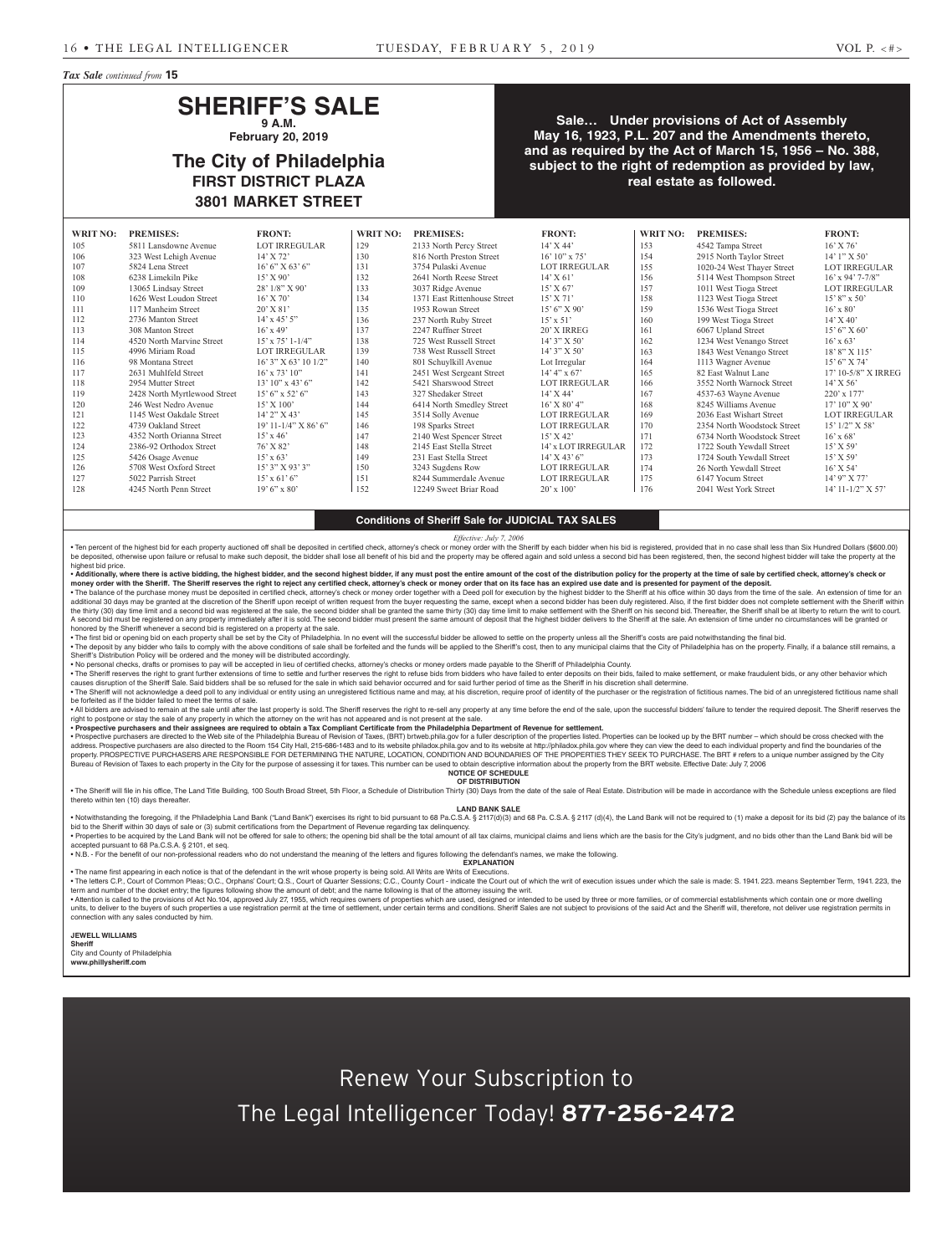*Tax Sale continued from* **15**

# SHERIFF'S SALE

**9 A.M.**

**February 20, 2019**

## The City of Philadelphia

**FIRST DISTRICT PLAZA**

**3801 MARKET STREET**

**Sale... Under provisions of Act of Assembly May 16, 1923, P.L. 207 and the Amendments thereto, and as required by the Act of March 15, 1956 – No. 388, subject to the right of redemption as provided by law, real estate as followed.**

| WRIT NO: | PREMISES: | FRONT: |
|---|---|---|
| 105 | 5811 Lansdowne Avenue | LOT IRREGULAR |
| 106 | 323 West Lehigh Avenue | 14' X 72' |
| 107 | 5824 Lena Street | 16' 6" X 63' 6" |
| 108 | 6238 Limekiln Pike | 15' X 90' |
| 109 | 13065 Lindsay Street | 28' 1/8" X 90' |
| 110 | 1626 West Loudon Street | 16' X 70' |
| 111 | 117 Manheim Street | 20' X 81' |
| 112 | 2736 Manton Street | 14' x 45' 5" |
| 113 | 308 Manton Street | 16' x 49' |
| 114 | 4520 North Marvine Street | 15' x 75' 1-1/4" |
| 115 | 4996 Miriam Road | LOT IRREGULAR |
| 116 | 98 Montana Street | 16' 3" X 63' 10 1/2" |
| 117 | 2631 Muhlfeld Street | 16' x 73' 10" |
| 118 | 2954 Mutter Street | 13' 10" x 43' 6" |
| 119 | 2428 North Myrtlewood Street | 15' 6" x 52' 6" |
| 120 | 246 West Nedro Avenue | 15' X 100' |
| 121 | 1145 West Oakdale Street | 14' 2" X 43' |
| 122 | 4739 Oakland Street | 19' 11-1/4" X 86' 6" |
| 123 | 4352 North Orianna Street | 15' x 46' |
| 124 | 2386-92 Orthodox Street | 76' X 82' |
| 125 | 5426 Osage Avenue | 15' x 63' |
| 126 | 5708 West Oxford Street | 15' 3" X 93' 3" |
| 127 | 5022 Parrish Street | 15' x 61' 6" |
| 128 | 4245 North Penn Street | 19' 6" x 80' |
| 129 | 2133 North Percy Street | 14' X 44' |
| 130 | 816 North Preston Street | 16' 10" x 75' |
| 131 | 3754 Pulaski Avenue | LOT IRREGULAR |
| 132 | 2641 North Reese Street | 14' X 61' |
| 133 | 3037 Ridge Avenue | 15' X 67' |
| 134 | 1371 East Rittenhouse Street | 15' X 71' |
| 135 | 1953 Rowan Street | 15' 6" X 90' |
| 136 | 237 North Ruby Street | 15' x 51' |
| 137 | 2247 Ruffner Street | 20' X IRREG |
| 138 | 725 West Russell Street | 14' 3" X 50' |
| 139 | 738 West Russell Street | 14' 3" X 50' |
| 140 | 801 Schuylkill Avenue | Lot Irregular |
| 141 | 2451 West Sergeant Street | 14' 4" x 67' |
| 142 | 5421 Sharswood Street | LOT IRREGULAR |
| 143 | 327 Shedaker Street | 14' X 44' |
| 144 | 6414 North Smedley Street | 16' X 80' 4" |
| 145 | 3514 Solly Avenue | LOT IRREGULAR |
| 146 | 198 Sparks Street | LOT IRREGULAR |
| 147 | 2140 West Spencer Street | 15' X 42' |
| 148 | 2145 East Stella Street | 14' x LOT IRREGULAR |
| 149 | 231 East Stella Street | 14' X 43' 6" |
| 150 | 3243 Sugdens Row | LOT IRREGULAR |
| 151 | 8244 Summerdale Avenue | LOT IRREGULAR |
| 152 | 12249 Sweet Briar Road | 20' x 100' |
| 153 | 4542 Tampa Street | 16' X 76' |
| 154 | 2915 North Taylor Street | 14' 1" X 50' |
| 155 | 1020-24 West Thayer Street | LOT IRREGULAR |
| 156 | 5114 West Thompson Street | 16' x 94' 7-7/8" |
| 157 | 1011 West Tioga Street | LOT IRREGULAR |
| 158 | 1123 West Tioga Street | 15' 8" x 50' |
| 159 | 1536 West Tioga Street | 16' x 80' |
| 160 | 199 West Tioga Street | 14' X 40' |
| 161 | 6067 Upland Street | 15' 6" X 60' |
| 162 | 1234 West Venango Street | 16' x 63' |
| 163 | 1843 West Venango Street | 18' 8" X 115' |
| 164 | 1113 Wagner Avenue | 15' 6" X 74' |
| 165 | 82 East Walnut Lane | 17' 10-5/8" X IRREG |
| 166 | 3552 North Warnock Street | 14' X 56' |
| 167 | 4537-63 Wayne Avenue | 220' x 177' |
| 168 | 8245 Williams Avenue | 17' 10" X 90' |
| 169 | 2036 East Wishart Street | LOT IRREGULAR |
| 170 | 2354 North Woodstock Street | 15' 1/2" X 58' |
| 171 | 6734 North Woodstock Street | 16' x 68' |
| 172 | 1722 South Yewdall Street | 15' X 59' |
| 173 | 1724 South Yewdall Street | 15' X 59' |
| 174 | 26 North Yewdall Street | 16' X 54' |
| 175 | 6147 Yocum Street | 14' 9" X 77' |
| 176 | 2041 West York Street | 14' 11-1/2" X 57' |

### Conditions of Sheriff Sale for JUDICIAL TAX SALES

*Effective: July 7, 2006*

• Ten percent of the highest bid for each property auctioned off shall be deposited in certified check, attorney's check or money order with the Sheriff by each bidder when his bid is registered, provided that in no case shall less than Six Hundred Dollars ($600.00) be deposited, otherwise upon failure or refusal to make such deposit, the bidder shall lose all benefit of his bid and the property may be offered again and sold unless a second bid has been registered, then, the second highest bidder will take the property at the highest bid price.

**• Additionally, where there is active bidding, the highest bidder, and the second highest bidder, if any must post the entire amount of the cost of the distribution policy for the property at the time of sale by certified check, attorney's check or money order with the Sheriff. The Sheriff reserves the right to reject any certified check, attorney's check or money order that on its face has an expired use date and is presented for payment of the deposit.**

• The balance of the purchase money must be deposited in certified check, attorney's check or money order together with a Deed poll for execution by the highest bidder to the Sheriff at his office within 30 days from the time of the sale. An extension of time for an additional 30 days may be granted at the discretion of the Sheriff upon receipt of written request from the buyer requesting the same, except when a second bidder has been duly registered. Also, if the first bidder does not complete settlement with the Sheriff within the thirty (30) day time limit and a second bid was registered at the sale, the second bidder shall be granted the same thirty (30) day time limit to make settlement with the Sheriff on his second bid. Thereafter, the Sheriff shall be at liberty to return the writ to court. A second bid must be registered on any property immediately after it is sold. The second bidder must present the same amount of deposit that the highest bidder delivers to the Sheriff at the sale. An extension of time under no circumstances will be granted or honored by the Sheriff whenever a second bid is registered on a property at the sale.

• The first bid or opening bid on each property shall be set by the City of Philadelphia. In no event will the successful bidder be allowed to settle on the property unless all the Sheriff's costs are paid notwithstanding the final bid.

• The deposit by any bidder who fails to comply with the above conditions of sale shall be forfeited and the funds will be applied to the Sheriff's cost, then to any municipal claims that the City of Philadelphia has on the property. Finally, if a balance still remains, a Sheriff's Distribution Policy will be ordered and the money will be distributed accordingly.

• No personal checks, drafts or promises to pay will be accepted in lieu of certified checks, attorney's checks or money orders made payable to the Sheriff of Philadelphia County.

• The Sheriff reserves the right to grant further extensions of time to settle and further reserves the right to refuse bids from bidders who have failed to enter deposits on their bids, failed to make settlement, or make fraudulent bids, or any other behavior which causes disruption of the Sheriff Sale. Said bidders shall be so refused for the sale in which said behavior occurred and for said further period of time as the Sheriff in his discretion shall determine.

• The Sheriff will not acknowledge a deed poll to any individual or entity using an unregistered fictitious name and may, at his discretion, require proof of identity of the purchaser or the registration of fictitious names. The bid of an unregistered fictitious name shall be forfeited as if the bidder failed to meet the terms of sale.

• All bidders are advised to remain at the sale until after the last property is sold. The Sheriff reserves the right to re-sell any property at any time before the end of the sale, upon the successful bidders' failure to tender the required deposit. The Sheriff reserves the right to postpone or stay the sale of any property in which the attorney on the writ has not appeared and is not present at the sale.

**• Prospective purchasers and their assignees are required to obtain a Tax Compliant Certificate from the Philadelphia Department of Revenue for settlement.**

• Prospective purchasers are directed to the Web site of the Philadelphia Bureau of Revision of Taxes, (BRT) brtweb.phila.gov for a fuller description of the properties listed. Properties can be looked up by the BRT number – which should be cross checked with the address. Prospective purchasers are also directed to the Room 154 City Hall, 215-686-1483 and to its website philadox.phila.gov and to its website at http://philadox.phila.gov where they can view the deed to each individual property and find the boundaries of the property. PROSPECTIVE PURCHASERS ARE RESPONSIBLE FOR DETERMINING THE NATURE, LOCATION, CONDITION AND BOUNDARIES OF THE PROPERTIES THEY SEEK TO PURCHASE. The BRT # refers to a unique number assigned by the City Bureau of Revision of Taxes to each property in the City for the purpose of assessing it for taxes. This number can be used to obtain descriptive information about the property from the BRT website. Effective Date: July 7, 2006

**NOTICE OF SCHEDULE OF DISTRIBUTION**

• The Sheriff will file in his office, The Land Title Building, 100 South Broad Street, 5th Floor, a Schedule of Distribution Thirty (30) Days from the date of the sale of Real Estate. Distribution will be made in accordance with the Schedule unless exceptions are filed thereto within ten (10) days thereafter.

**LAND BANK SALE**

• Notwithstanding the foregoing, if the Philadelphia Land Bank ("Land Bank") exercises its right to bid pursuant to 68 Pa.C.S.A. § 2117(d)(3) and 68 Pa. C.S.A. § 2117 (d)(4), the Land Bank will not be required to (1) make a deposit for its bid (2) pay the balance of its bid to the Sheriff within 30 days of sale or (3) submit certifications from the Department of Revenue regarding tax delinquency.

• Properties to be acquired by the Land Bank will not be offered for sale to others; the opening bid shall be the total amount of all tax claims, municipal claims and liens which are the basis for the City's judgment, and no bids other than the Land Bank bid will be accepted pursuant to 68 Pa.C.S.A. § 2101, et seq.

• N.B. - For the benefit of our non-professional readers who do not understand the meaning of the letters and figures following the defendant's names, we make the following.

**EXPLANATION**

• The name first appearing in each notice is that of the defendant in the writ whose property is being sold. All Writs are Writs of Executions.

• The letters C.P., Court of Common Pleas; O.C., Orphans' Court; Q.S., Court of Quarter Sessions; C.C., County Court - indicate the Court out of which the writ of execution issues under which the sale is made: S. 1941. 223. means September Term, 1941. 223, the term and number of the docket entry; the figures following show the amount of debt; and the name following is that of the attorney issuing the writ.

• Attention is called to the provisions of Act No.104, approved July 27, 1955, which requires owners of properties which are used, designed or intended to be used by three or more families, or of commercial establishments which contain one or more dwelling units, to deliver to the buyers of such properties a use registration permit at the time of settlement, under certain terms and conditions. Sheriff Sales are not subject to provisions of the said Act and the Sheriff will, therefore, not deliver use registration permits in connection with any sales conducted by him.

**JEWELL WILLIAMS**
**Sheriff**
City and County of Philadelphia
**www.phillysheriff.com**

Renew Your Subscription to
The Legal Intelligencer Today! **877-256-2472**